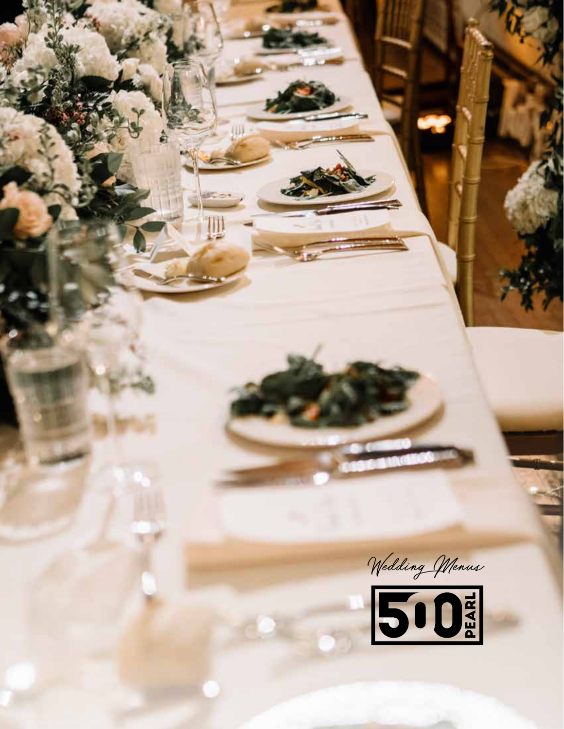*Wedding Menus*

500 PEARL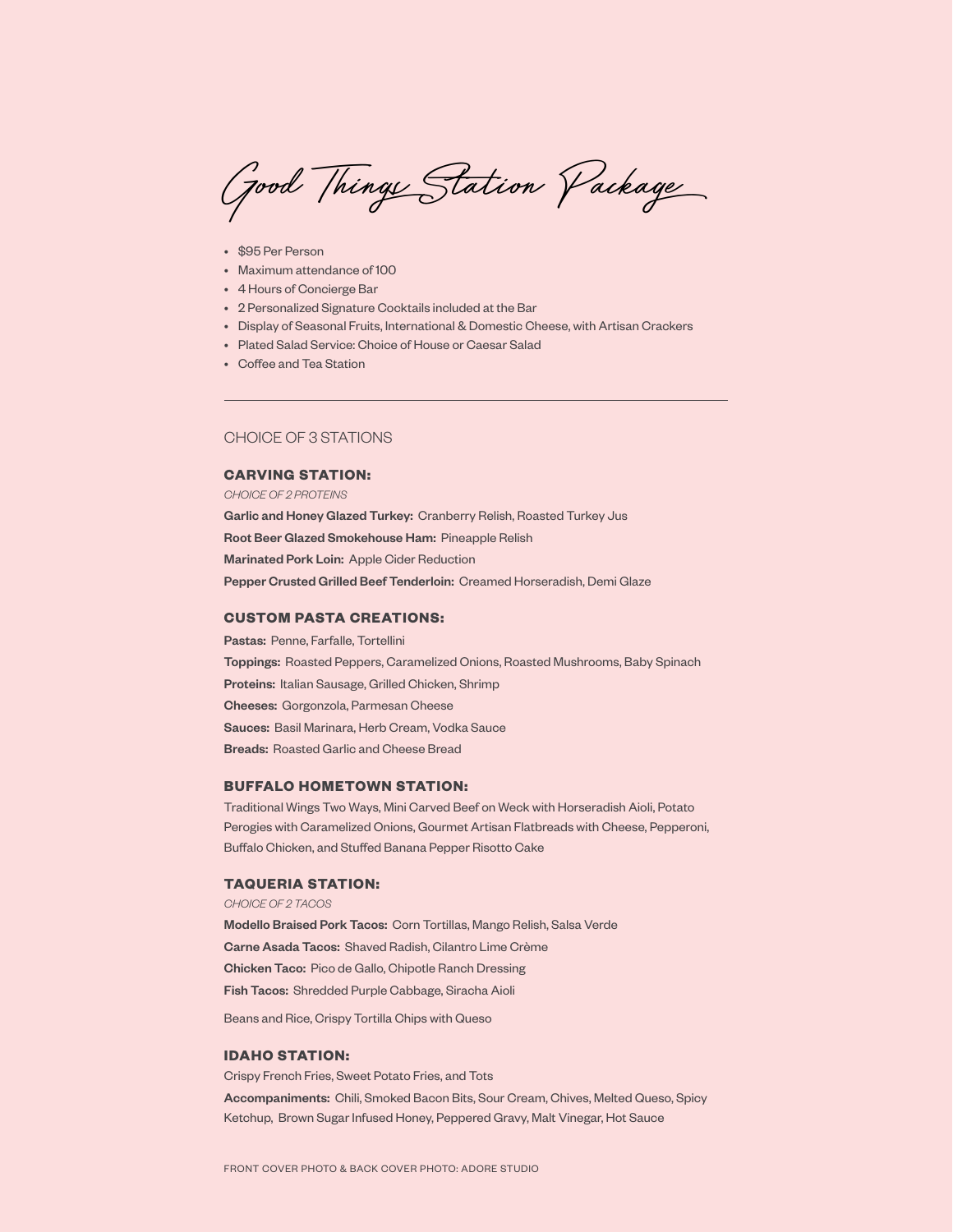# Good Things Station Package

- $95 Per Person
- Maximum attendance of 100
- 4 Hours of Concierge Bar
- 2 Personalized Signature Cocktails included at the Bar
- Display of Seasonal Fruits, International & Domestic Cheese, with Artisan Crackers
- Plated Salad Service: Choice of House or Caesar Salad
- Coffee and Tea Station

---

## CHOICE OF 3 STATIONS

### CARVING STATION:

*CHOICE OF 2 PROTEINS*

**Garlic and Honey Glazed Turkey:** Cranberry Relish, Roasted Turkey Jus

**Root Beer Glazed Smokehouse Ham:** Pineapple Relish

**Marinated Pork Loin:** Apple Cider Reduction

**Pepper Crusted Grilled Beef Tenderloin:** Creamed Horseradish, Demi Glaze

### CUSTOM PASTA CREATIONS:

**Pastas:** Penne, Farfalle, Tortellini

**Toppings:** Roasted Peppers, Caramelized Onions, Roasted Mushrooms, Baby Spinach

**Proteins:** Italian Sausage, Grilled Chicken, Shrimp

**Cheeses:** Gorgonzola, Parmesan Cheese

**Sauces:** Basil Marinara, Herb Cream, Vodka Sauce

**Breads:** Roasted Garlic and Cheese Bread

### BUFFALO HOMETOWN STATION:

Traditional Wings Two Ways, Mini Carved Beef on Weck with Horseradish Aioli, Potato Perogies with Caramelized Onions, Gourmet Artisan Flatbreads with Cheese, Pepperoni, Buffalo Chicken, and Stuffed Banana Pepper Risotto Cake

### TAQUERIA STATION:

*CHOICE OF 2 TACOS*

**Modello Braised Pork Tacos:** Corn Tortillas, Mango Relish, Salsa Verde

**Carne Asada Tacos:** Shaved Radish, Cilantro Lime Crème

**Chicken Taco:** Pico de Gallo, Chipotle Ranch Dressing

**Fish Tacos:** Shredded Purple Cabbage, Siracha Aioli

Beans and Rice, Crispy Tortilla Chips with Queso

### IDAHO STATION:

Crispy French Fries, Sweet Potato Fries, and Tots

**Accompaniments:** Chili, Smoked Bacon Bits, Sour Cream, Chives, Melted Queso, Spicy Ketchup, Brown Sugar Infused Honey, Peppered Gravy, Malt Vinegar, Hot Sauce

FRONT COVER PHOTO & BACK COVER PHOTO: ADORE STUDIO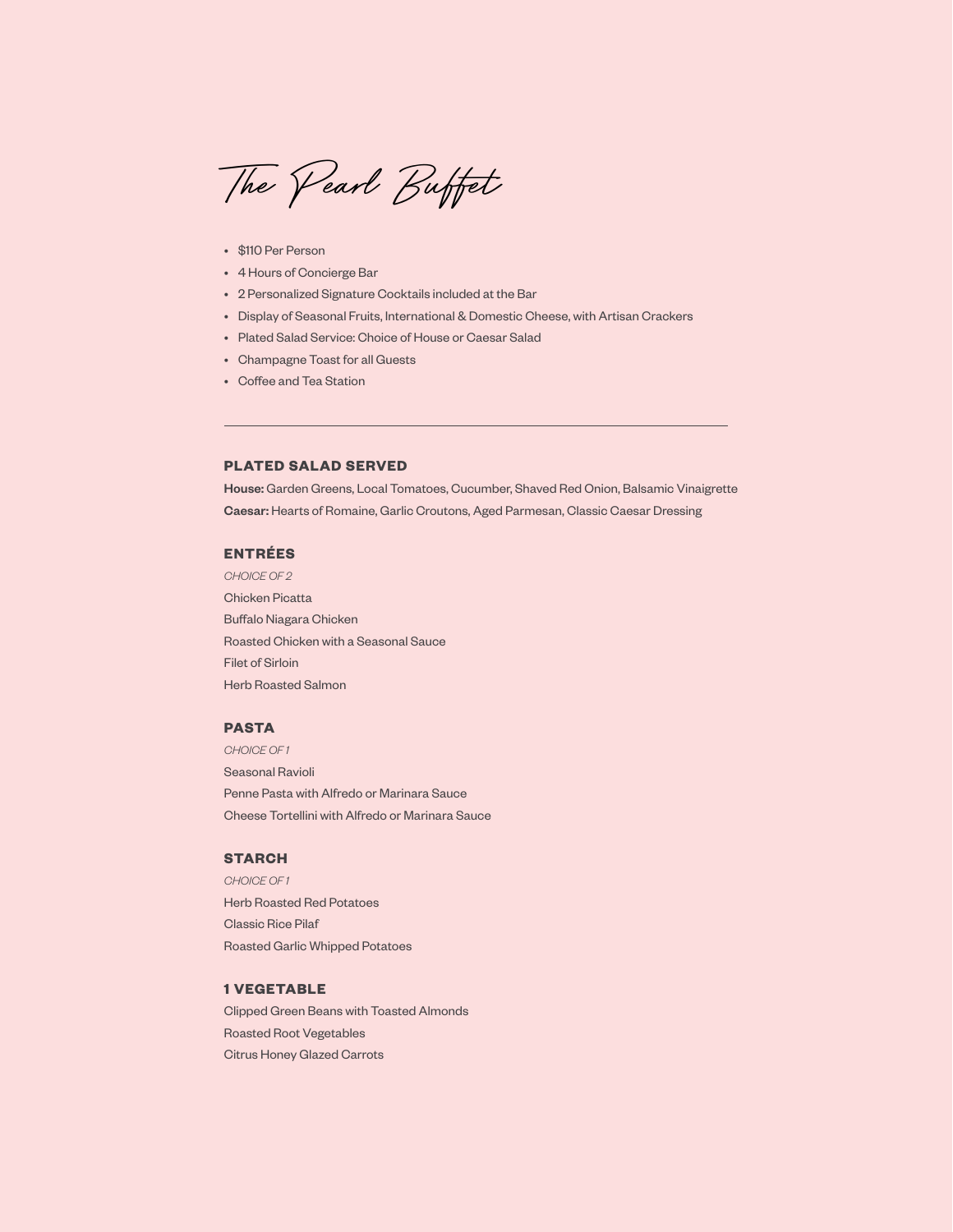# The Pearl Buffet

- $110 Per Person
- 4 Hours of Concierge Bar
- 2 Personalized Signature Cocktails included at the Bar
- Display of Seasonal Fruits, International & Domestic Cheese, with Artisan Crackers
- Plated Salad Service: Choice of House or Caesar Salad
- Champagne Toast for all Guests
- Coffee and Tea Station

---

### PLATED SALAD SERVED

**House:** Garden Greens, Local Tomatoes, Cucumber, Shaved Red Onion, Balsamic Vinaigrette
**Caesar:** Hearts of Romaine, Garlic Croutons, Aged Parmesan, Classic Caesar Dressing

### ENTRÉES

*CHOICE OF 2*

Chicken Picatta
Buffalo Niagara Chicken
Roasted Chicken with a Seasonal Sauce
Filet of Sirloin
Herb Roasted Salmon

### PASTA

*CHOICE OF 1*

Seasonal Ravioli
Penne Pasta with Alfredo or Marinara Sauce
Cheese Tortellini with Alfredo or Marinara Sauce

### STARCH

*CHOICE OF 1*

Herb Roasted Red Potatoes
Classic Rice Pilaf
Roasted Garlic Whipped Potatoes

### 1 VEGETABLE

Clipped Green Beans with Toasted Almonds
Roasted Root Vegetables
Citrus Honey Glazed Carrots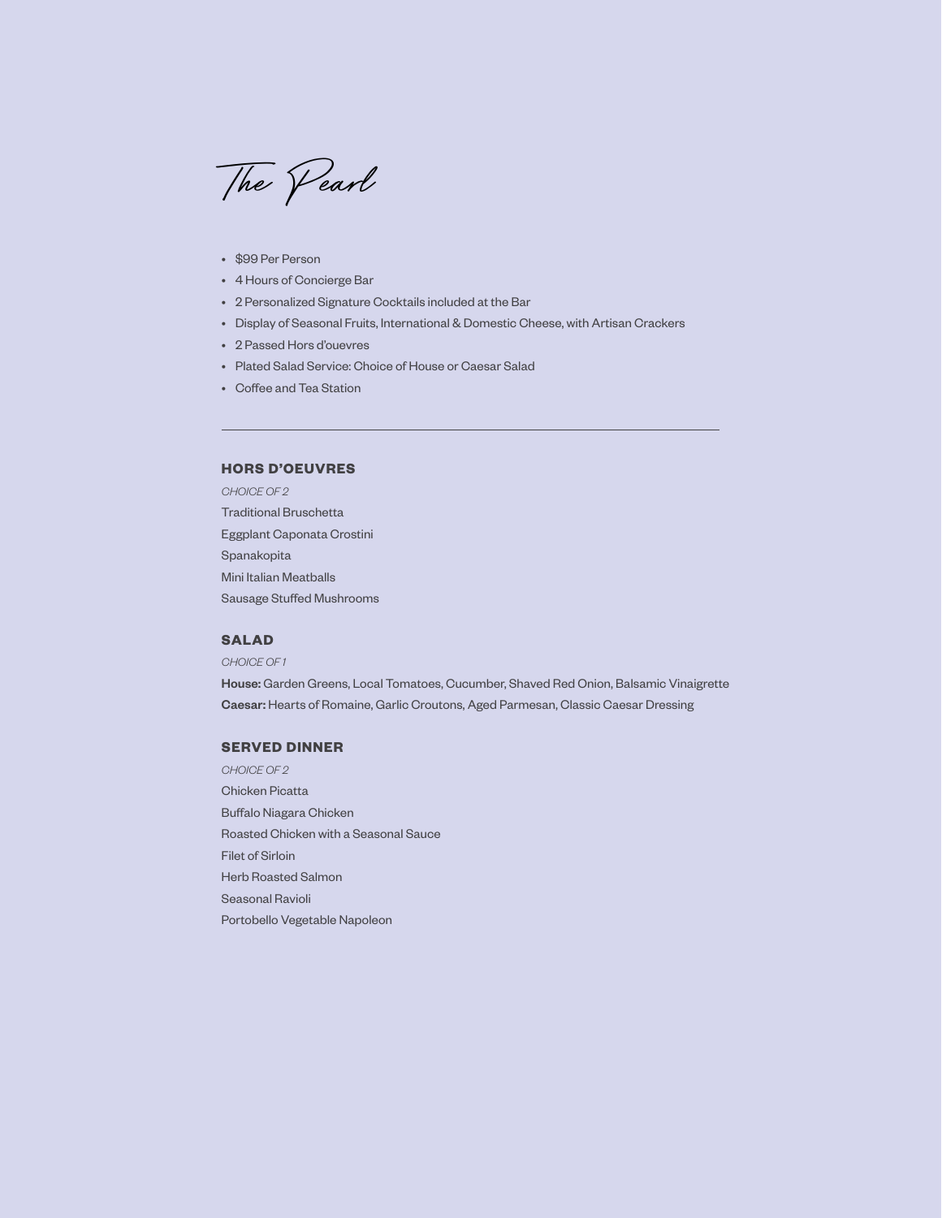# The Pearl

- $99 Per Person
- 4 Hours of Concierge Bar
- 2 Personalized Signature Cocktails included at the Bar
- Display of Seasonal Fruits, International & Domestic Cheese, with Artisan Crackers
- 2 Passed Hors d'ouevres
- Plated Salad Service: Choice of House or Caesar Salad
- Coffee and Tea Station

---

## HORS D'OEUVRES

*CHOICE OF 2*

Traditional Bruschetta
Eggplant Caponata Crostini
Spanakopita
Mini Italian Meatballs
Sausage Stuffed Mushrooms

## SALAD

*CHOICE OF 1*

**House:** Garden Greens, Local Tomatoes, Cucumber, Shaved Red Onion, Balsamic Vinaigrette
**Caesar:** Hearts of Romaine, Garlic Croutons, Aged Parmesan, Classic Caesar Dressing

## SERVED DINNER

*CHOICE OF 2*

Chicken Picatta
Buffalo Niagara Chicken
Roasted Chicken with a Seasonal Sauce
Filet of Sirloin
Herb Roasted Salmon
Seasonal Ravioli
Portobello Vegetable Napoleon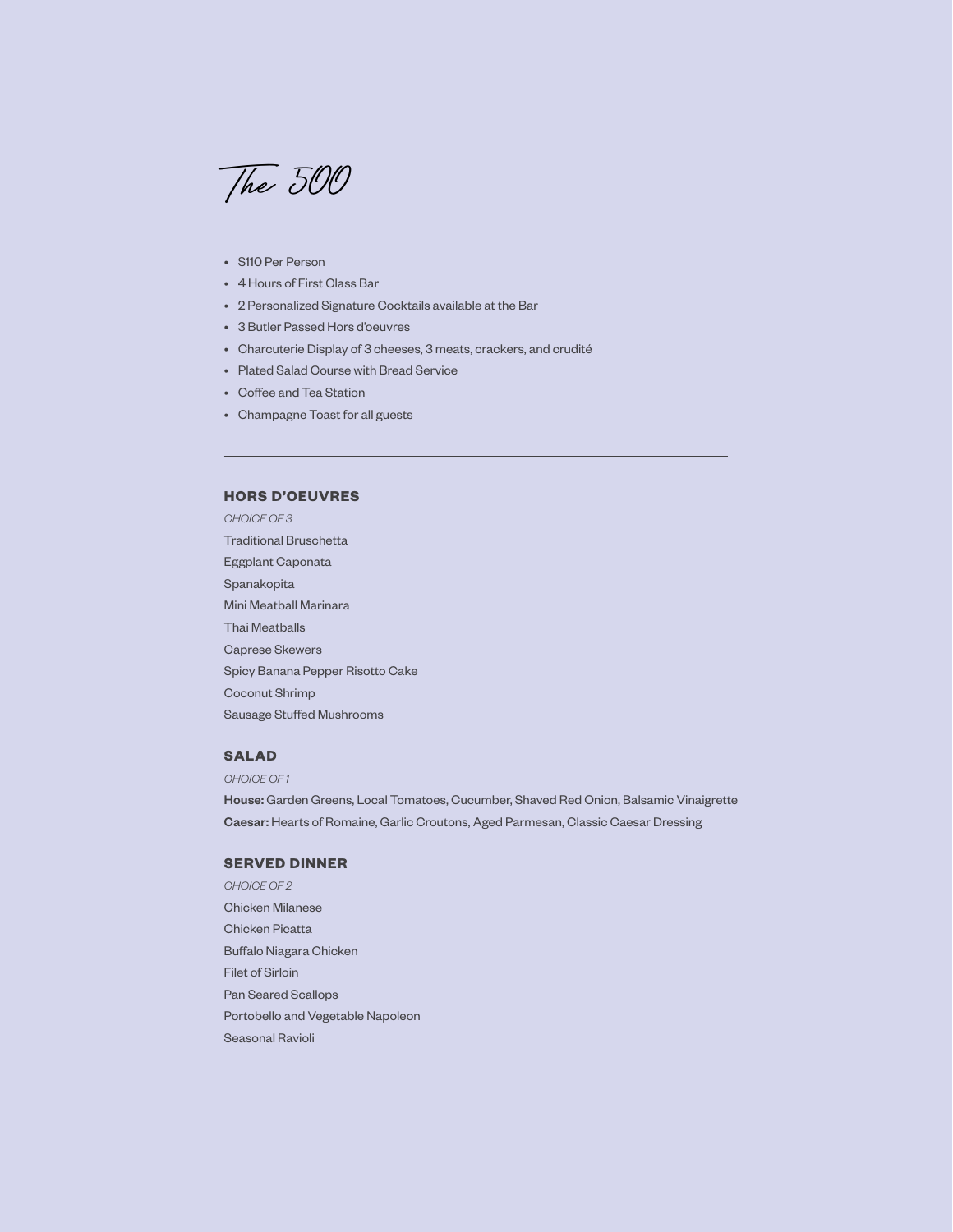# The 500

- $110 Per Person
- 4 Hours of First Class Bar
- 2 Personalized Signature Cocktails available at the Bar
- 3 Butler Passed Hors d'oeuvres
- Charcuterie Display of 3 cheeses, 3 meats, crackers, and crudité
- Plated Salad Course with Bread Service
- Coffee and Tea Station
- Champagne Toast for all guests

---

## HORS D'OEUVRES

*CHOICE OF 3*

Traditional Bruschetta
Eggplant Caponata
Spanakopita
Mini Meatball Marinara
Thai Meatballs
Caprese Skewers
Spicy Banana Pepper Risotto Cake
Coconut Shrimp
Sausage Stuffed Mushrooms

## SALAD

*CHOICE OF 1*

**House:** Garden Greens, Local Tomatoes, Cucumber, Shaved Red Onion, Balsamic Vinaigrette
**Caesar:** Hearts of Romaine, Garlic Croutons, Aged Parmesan, Classic Caesar Dressing

## SERVED DINNER

*CHOICE OF 2*

Chicken Milanese
Chicken Picatta
Buffalo Niagara Chicken
Filet of Sirloin
Pan Seared Scallops
Portobello and Vegetable Napoleon
Seasonal Ravioli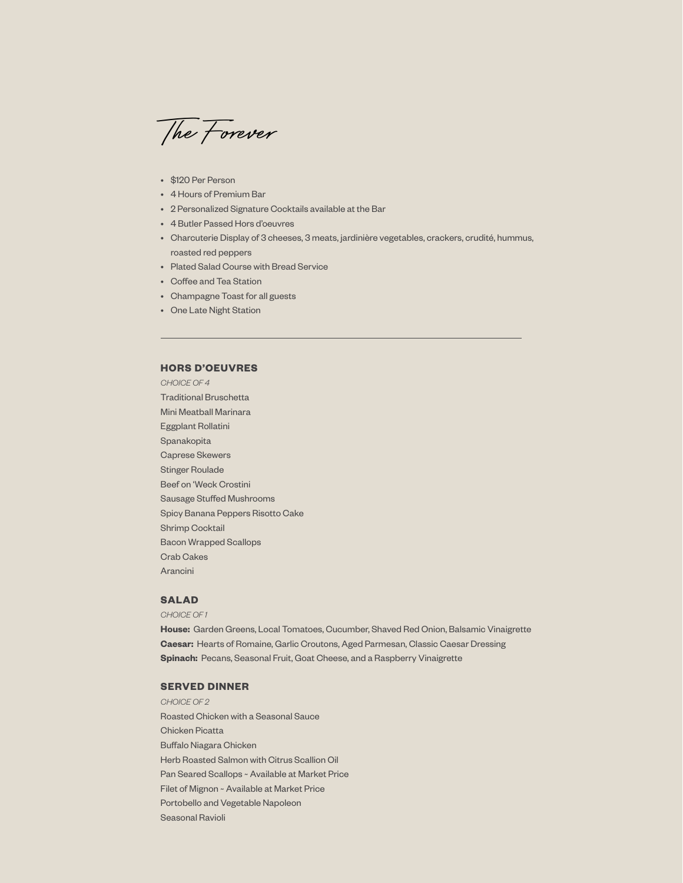# The Forever

- $120 Per Person
- 4 Hours of Premium Bar
- 2 Personalized Signature Cocktails available at the Bar
- 4 Butler Passed Hors d'oeuvres
- Charcuterie Display of 3 cheeses, 3 meats, jardinière vegetables, crackers, crudité, hummus, roasted red peppers
- Plated Salad Course with Bread Service
- Coffee and Tea Station
- Champagne Toast for all guests
- One Late Night Station

---

## HORS D'OEUVRES

*CHOICE OF 4*

Traditional Bruschetta
Mini Meatball Marinara
Eggplant Rollatini
Spanakopita
Caprese Skewers
Stinger Roulade
Beef on 'Weck Crostini
Sausage Stuffed Mushrooms
Spicy Banana Peppers Risotto Cake
Shrimp Cocktail
Bacon Wrapped Scallops
Crab Cakes
Arancini

## SALAD

*CHOICE OF 1*

**House:** Garden Greens, Local Tomatoes, Cucumber, Shaved Red Onion, Balsamic Vinaigrette
**Caesar:** Hearts of Romaine, Garlic Croutons, Aged Parmesan, Classic Caesar Dressing
**Spinach:** Pecans, Seasonal Fruit, Goat Cheese, and a Raspberry Vinaigrette

## SERVED DINNER

*CHOICE OF 2*

Roasted Chicken with a Seasonal Sauce
Chicken Picatta
Buffalo Niagara Chicken
Herb Roasted Salmon with Citrus Scallion Oil
Pan Seared Scallops ~ Available at Market Price
Filet of Mignon ~ Available at Market Price
Portobello and Vegetable Napoleon
Seasonal Ravioli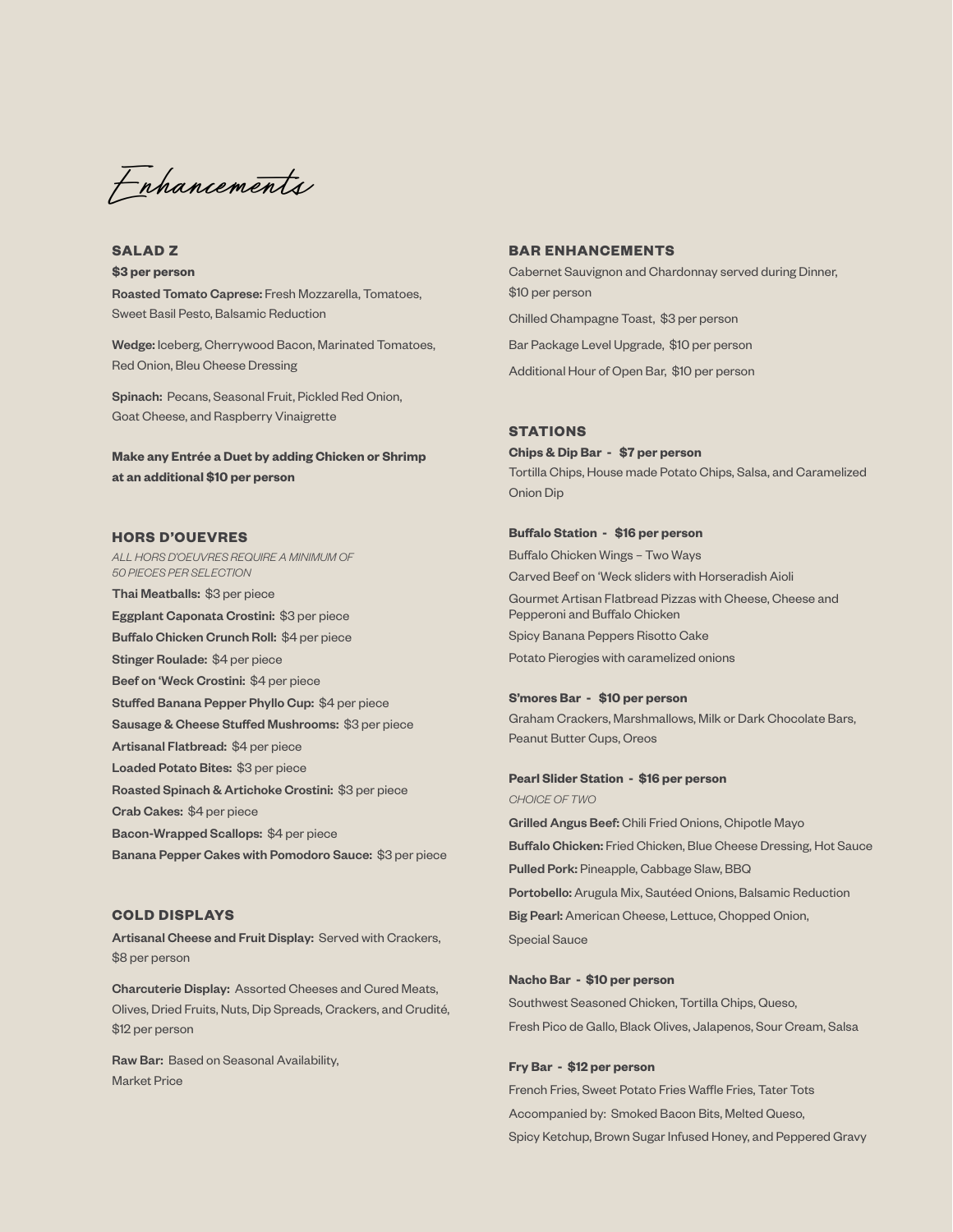# Enhancements

## SALAD Z

**$3 per person**

**Roasted Tomato Caprese:** Fresh Mozzarella, Tomatoes, Sweet Basil Pesto, Balsamic Reduction

**Wedge:** Iceberg, Cherrywood Bacon, Marinated Tomatoes, Red Onion, Bleu Cheese Dressing

**Spinach:** Pecans, Seasonal Fruit, Pickled Red Onion, Goat Cheese, and Raspberry Vinaigrette

**Make any Entrée a Duet by adding Chicken or Shrimp at an additional $10 per person**

## HORS D'OUEVRES

*ALL HORS D'OEUVRES REQUIRE A MINIMUM OF 50 PIECES PER SELECTION*

**Thai Meatballs:** $3 per piece
**Eggplant Caponata Crostini:** $3 per piece
**Buffalo Chicken Crunch Roll:** $4 per piece
**Stinger Roulade:** $4 per piece
**Beef on 'Weck Crostini:** $4 per piece
**Stuffed Banana Pepper Phyllo Cup:** $4 per piece
**Sausage & Cheese Stuffed Mushrooms:** $3 per piece
**Artisanal Flatbread:** $4 per piece
**Loaded Potato Bites:** $3 per piece
**Roasted Spinach & Artichoke Crostini:** $3 per piece
**Crab Cakes:** $4 per piece
**Bacon-Wrapped Scallops:** $4 per piece
**Banana Pepper Cakes with Pomodoro Sauce:** $3 per piece

## COLD DISPLAYS

**Artisanal Cheese and Fruit Display:** Served with Crackers, $8 per person

**Charcuterie Display:** Assorted Cheeses and Cured Meats, Olives, Dried Fruits, Nuts, Dip Spreads, Crackers, and Crudité, $12 per person

**Raw Bar:** Based on Seasonal Availability, Market Price

## BAR ENHANCEMENTS

Cabernet Sauvignon and Chardonnay served during Dinner, $10 per person

Chilled Champagne Toast, $3 per person

Bar Package Level Upgrade, $10 per person

Additional Hour of Open Bar, $10 per person

## STATIONS

**Chips & Dip Bar - $7 per person**
Tortilla Chips, House made Potato Chips, Salsa, and Caramelized Onion Dip

**Buffalo Station - $16 per person**
Buffalo Chicken Wings – Two Ways
Carved Beef on 'Weck sliders with Horseradish Aioli
Gourmet Artisan Flatbread Pizzas with Cheese, Cheese and Pepperoni and Buffalo Chicken
Spicy Banana Peppers Risotto Cake
Potato Pierogies with caramelized onions

**S'mores Bar - $10 per person**
Graham Crackers, Marshmallows, Milk or Dark Chocolate Bars, Peanut Butter Cups, Oreos

**Pearl Slider Station - $16 per person**
*CHOICE OF TWO*
**Grilled Angus Beef:** Chili Fried Onions, Chipotle Mayo
**Buffalo Chicken:** Fried Chicken, Blue Cheese Dressing, Hot Sauce
**Pulled Pork:** Pineapple, Cabbage Slaw, BBQ
**Portobello:** Arugula Mix, Sautéed Onions, Balsamic Reduction
**Big Pearl:** American Cheese, Lettuce, Chopped Onion, Special Sauce

**Nacho Bar - $10 per person**
Southwest Seasoned Chicken, Tortilla Chips, Queso, Fresh Pico de Gallo, Black Olives, Jalapenos, Sour Cream, Salsa

**Fry Bar - $12 per person**
French Fries, Sweet Potato Fries Waffle Fries, Tater Tots
Accompanied by: Smoked Bacon Bits, Melted Queso, Spicy Ketchup, Brown Sugar Infused Honey, and Peppered Gravy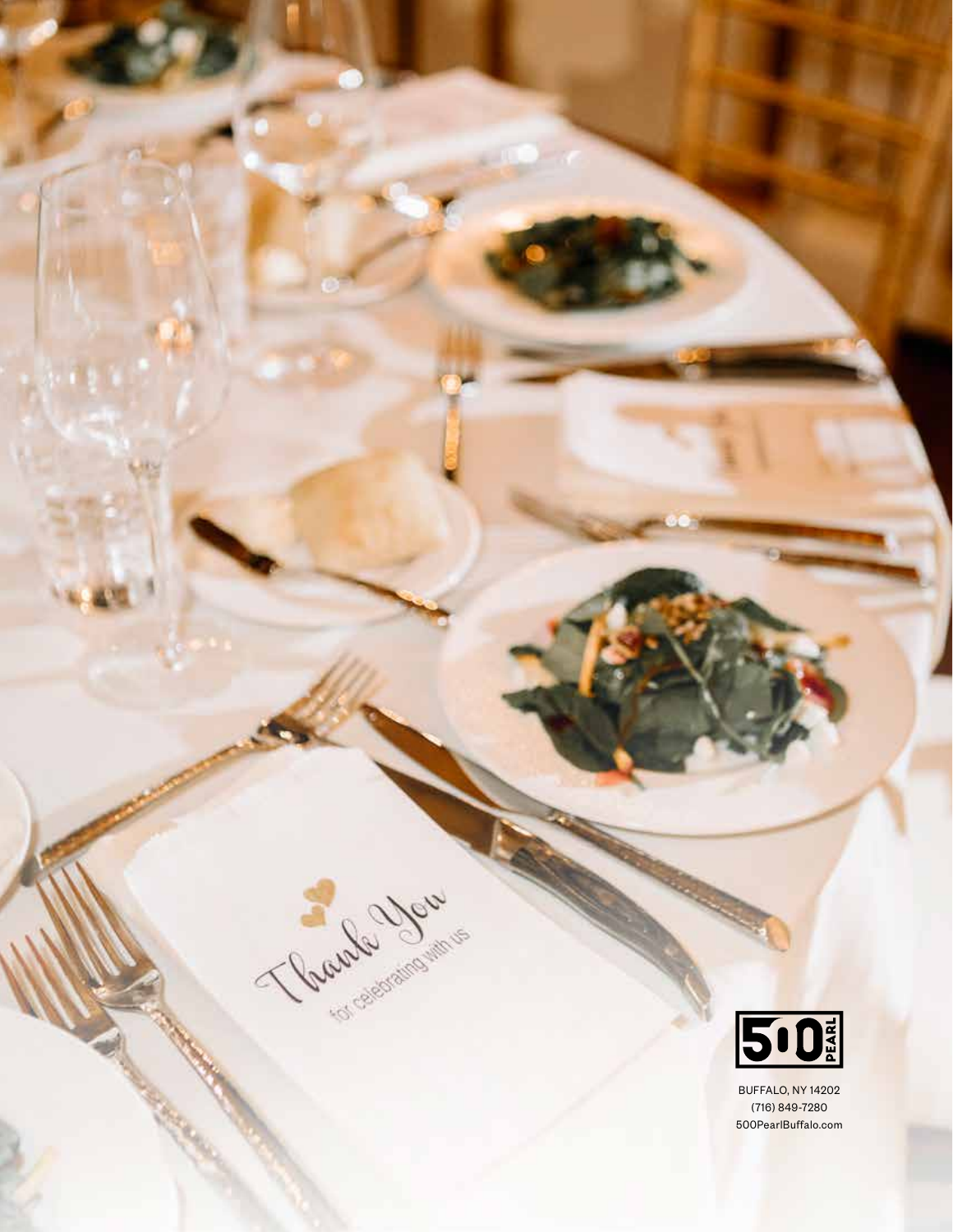500 PEARL

BUFFALO, NY 14202
(716) 849-7280
500PearlBuffalo.com